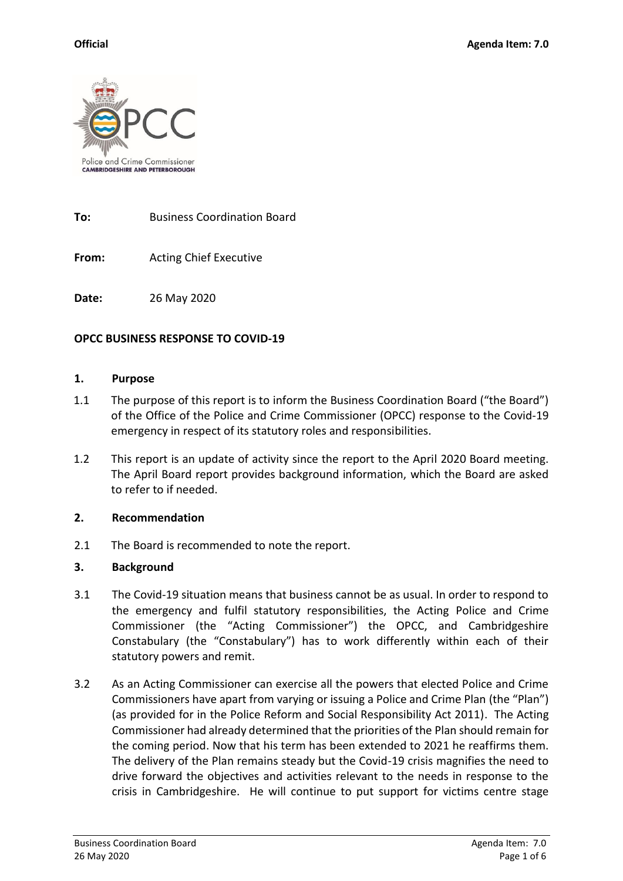**Official** **Agenda Item: 7.0**

**To:** Business Coordination Board

**From:** Acting Chief Executive

**Date:** 26 May 2020

**OPCC BUSINESS RESPONSE TO COVID-19**

**1. Purpose**

1.1 The purpose of this report is to inform the Business Coordination Board ("the Board") of the Office of the Police and Crime Commissioner (OPCC) response to the Covid-19 emergency in respect of its statutory roles and responsibilities.

1.2 This report is an update of activity since the report to the April 2020 Board meeting. The April Board report provides background information, which the Board are asked to refer to if needed.

**2. Recommendation**

2.1 The Board is recommended to note the report.

**3. Background**

3.1 The Covid-19 situation means that business cannot be as usual. In order to respond to the emergency and fulfil statutory responsibilities, the Acting Police and Crime Commissioner (the "Acting Commissioner") the OPCC, and Cambridgeshire Constabulary (the "Constabulary") has to work differently within each of their statutory powers and remit.

3.2 As an Acting Commissioner can exercise all the powers that elected Police and Crime Commissioners have apart from varying or issuing a Police and Crime Plan (the "Plan") (as provided for in the Police Reform and Social Responsibility Act 2011). The Acting Commissioner had already determined that the priorities of the Plan should remain for the coming period. Now that his term has been extended to 2021 he reaffirms them. The delivery of the Plan remains steady but the Covid-19 crisis magnifies the need to drive forward the objectives and activities relevant to the needs in response to the crisis in Cambridgeshire. He will continue to put support for victims centre stage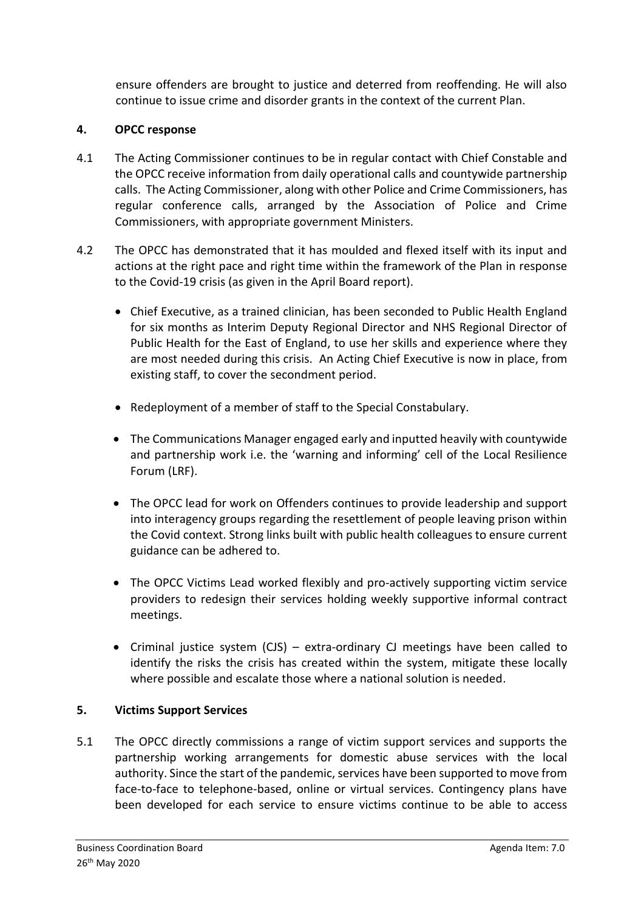ensure offenders are brought to justice and deterred from reoffending. He will also continue to issue crime and disorder grants in the context of the current Plan.

## 4. OPCC response

4.1 The Acting Commissioner continues to be in regular contact with Chief Constable and the OPCC receive information from daily operational calls and countywide partnership calls. The Acting Commissioner, along with other Police and Crime Commissioners, has regular conference calls, arranged by the Association of Police and Crime Commissioners, with appropriate government Ministers.

4.2 The OPCC has demonstrated that it has moulded and flexed itself with its input and actions at the right pace and right time within the framework of the Plan in response to the Covid-19 crisis (as given in the April Board report).

- Chief Executive, as a trained clinician, has been seconded to Public Health England for six months as Interim Deputy Regional Director and NHS Regional Director of Public Health for the East of England, to use her skills and experience where they are most needed during this crisis. An Acting Chief Executive is now in place, from existing staff, to cover the secondment period.
- Redeployment of a member of staff to the Special Constabulary.
- The Communications Manager engaged early and inputted heavily with countywide and partnership work i.e. the 'warning and informing' cell of the Local Resilience Forum (LRF).
- The OPCC lead for work on Offenders continues to provide leadership and support into interagency groups regarding the resettlement of people leaving prison within the Covid context. Strong links built with public health colleagues to ensure current guidance can be adhered to.
- The OPCC Victims Lead worked flexibly and pro-actively supporting victim service providers to redesign their services holding weekly supportive informal contract meetings.
- Criminal justice system (CJS) – extra-ordinary CJ meetings have been called to identify the risks the crisis has created within the system, mitigate these locally where possible and escalate those where a national solution is needed.

## 5. Victims Support Services

5.1 The OPCC directly commissions a range of victim support services and supports the partnership working arrangements for domestic abuse services with the local authority. Since the start of the pandemic, services have been supported to move from face-to-face to telephone-based, online or virtual services. Contingency plans have been developed for each service to ensure victims continue to be able to access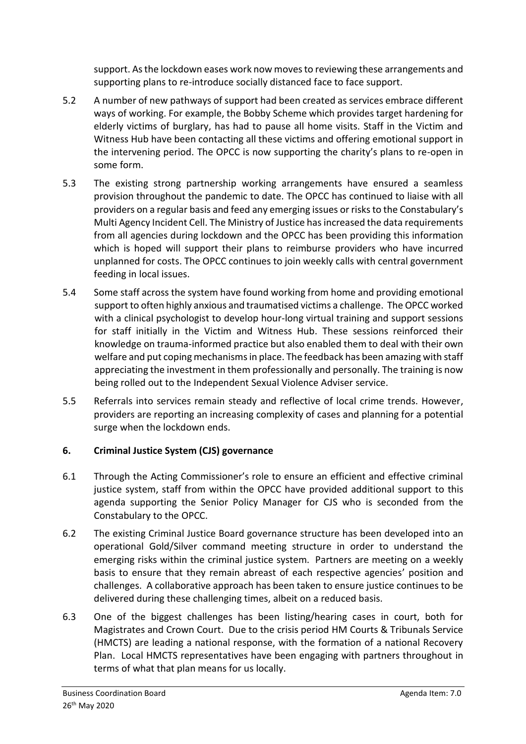support. As the lockdown eases work now moves to reviewing these arrangements and supporting plans to re-introduce socially distanced face to face support.

5.2 A number of new pathways of support had been created as services embrace different ways of working. For example, the Bobby Scheme which provides target hardening for elderly victims of burglary, has had to pause all home visits. Staff in the Victim and Witness Hub have been contacting all these victims and offering emotional support in the intervening period. The OPCC is now supporting the charity's plans to re-open in some form.

5.3 The existing strong partnership working arrangements have ensured a seamless provision throughout the pandemic to date. The OPCC has continued to liaise with all providers on a regular basis and feed any emerging issues or risks to the Constabulary's Multi Agency Incident Cell. The Ministry of Justice has increased the data requirements from all agencies during lockdown and the OPCC has been providing this information which is hoped will support their plans to reimburse providers who have incurred unplanned for costs. The OPCC continues to join weekly calls with central government feeding in local issues.

5.4 Some staff across the system have found working from home and providing emotional support to often highly anxious and traumatised victims a challenge. The OPCC worked with a clinical psychologist to develop hour-long virtual training and support sessions for staff initially in the Victim and Witness Hub. These sessions reinforced their knowledge on trauma-informed practice but also enabled them to deal with their own welfare and put coping mechanisms in place. The feedback has been amazing with staff appreciating the investment in them professionally and personally. The training is now being rolled out to the Independent Sexual Violence Adviser service.

5.5 Referrals into services remain steady and reflective of local crime trends. However, providers are reporting an increasing complexity of cases and planning for a potential surge when the lockdown ends.

## 6. Criminal Justice System (CJS) governance

6.1 Through the Acting Commissioner's role to ensure an efficient and effective criminal justice system, staff from within the OPCC have provided additional support to this agenda supporting the Senior Policy Manager for CJS who is seconded from the Constabulary to the OPCC.

6.2 The existing Criminal Justice Board governance structure has been developed into an operational Gold/Silver command meeting structure in order to understand the emerging risks within the criminal justice system. Partners are meeting on a weekly basis to ensure that they remain abreast of each respective agencies' position and challenges. A collaborative approach has been taken to ensure justice continues to be delivered during these challenging times, albeit on a reduced basis.

6.3 One of the biggest challenges has been listing/hearing cases in court, both for Magistrates and Crown Court. Due to the crisis period HM Courts & Tribunals Service (HMCTS) are leading a national response, with the formation of a national Recovery Plan. Local HMCTS representatives have been engaging with partners throughout in terms of what that plan means for us locally.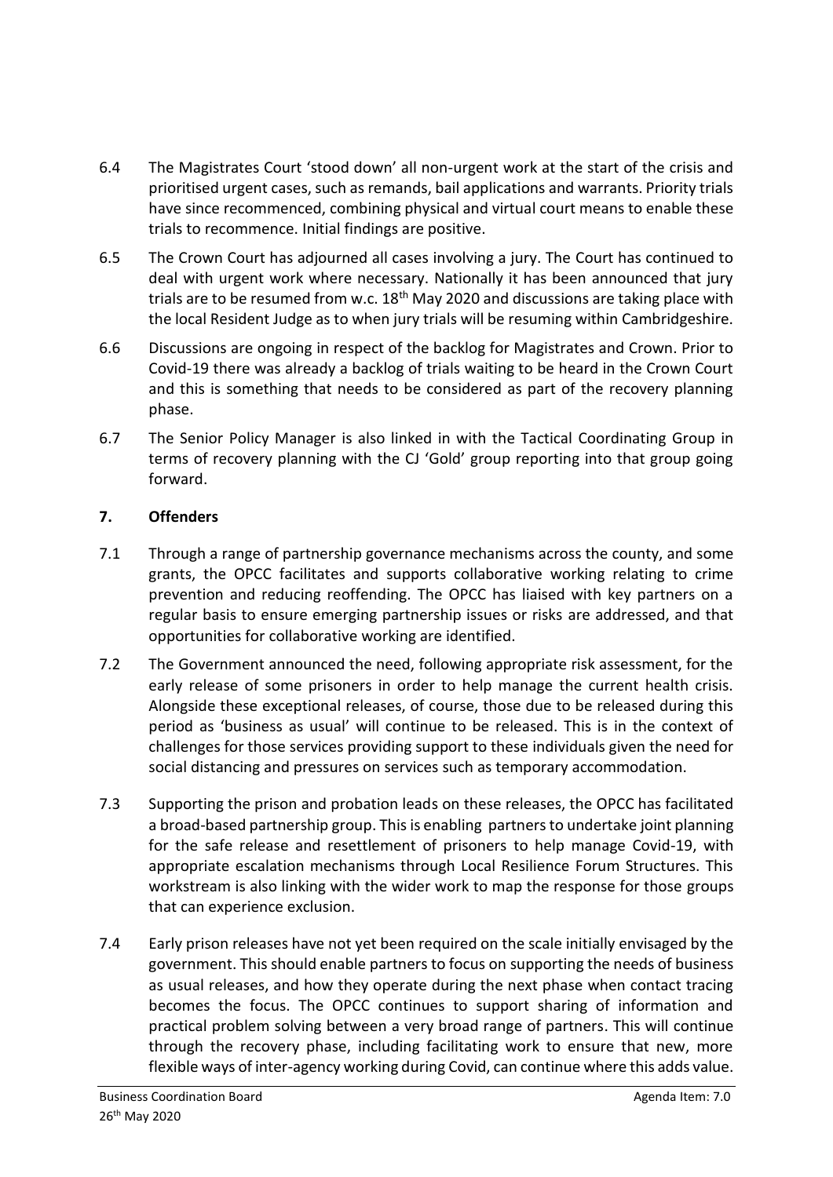6.4 The Magistrates Court 'stood down' all non-urgent work at the start of the crisis and prioritised urgent cases, such as remands, bail applications and warrants. Priority trials have since recommenced, combining physical and virtual court means to enable these trials to recommence. Initial findings are positive.

6.5 The Crown Court has adjourned all cases involving a jury. The Court has continued to deal with urgent work where necessary. Nationally it has been announced that jury trials are to be resumed from w.c. 18th May 2020 and discussions are taking place with the local Resident Judge as to when jury trials will be resuming within Cambridgeshire.

6.6 Discussions are ongoing in respect of the backlog for Magistrates and Crown. Prior to Covid-19 there was already a backlog of trials waiting to be heard in the Crown Court and this is something that needs to be considered as part of the recovery planning phase.

6.7 The Senior Policy Manager is also linked in with the Tactical Coordinating Group in terms of recovery planning with the CJ 'Gold' group reporting into that group going forward.

## 7. Offenders

7.1 Through a range of partnership governance mechanisms across the county, and some grants, the OPCC facilitates and supports collaborative working relating to crime prevention and reducing reoffending. The OPCC has liaised with key partners on a regular basis to ensure emerging partnership issues or risks are addressed, and that opportunities for collaborative working are identified.

7.2 The Government announced the need, following appropriate risk assessment, for the early release of some prisoners in order to help manage the current health crisis. Alongside these exceptional releases, of course, those due to be released during this period as 'business as usual' will continue to be released. This is in the context of challenges for those services providing support to these individuals given the need for social distancing and pressures on services such as temporary accommodation.

7.3 Supporting the prison and probation leads on these releases, the OPCC has facilitated a broad-based partnership group. This is enabling partners to undertake joint planning for the safe release and resettlement of prisoners to help manage Covid-19, with appropriate escalation mechanisms through Local Resilience Forum Structures. This workstream is also linking with the wider work to map the response for those groups that can experience exclusion.

7.4 Early prison releases have not yet been required on the scale initially envisaged by the government. This should enable partners to focus on supporting the needs of business as usual releases, and how they operate during the next phase when contact tracing becomes the focus. The OPCC continues to support sharing of information and practical problem solving between a very broad range of partners. This will continue through the recovery phase, including facilitating work to ensure that new, more flexible ways of inter-agency working during Covid, can continue where this adds value.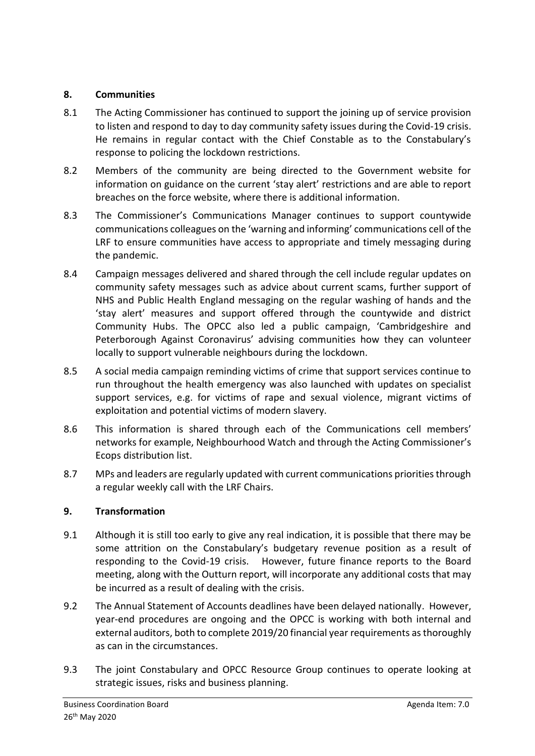## 8. Communities

8.1 The Acting Commissioner has continued to support the joining up of service provision to listen and respond to day to day community safety issues during the Covid-19 crisis. He remains in regular contact with the Chief Constable as to the Constabulary's response to policing the lockdown restrictions.

8.2 Members of the community are being directed to the Government website for information on guidance on the current 'stay alert' restrictions and are able to report breaches on the force website, where there is additional information.

8.3 The Commissioner's Communications Manager continues to support countywide communications colleagues on the 'warning and informing' communications cell of the LRF to ensure communities have access to appropriate and timely messaging during the pandemic.

8.4 Campaign messages delivered and shared through the cell include regular updates on community safety messages such as advice about current scams, further support of NHS and Public Health England messaging on the regular washing of hands and the 'stay alert' measures and support offered through the countywide and district Community Hubs. The OPCC also led a public campaign, 'Cambridgeshire and Peterborough Against Coronavirus' advising communities how they can volunteer locally to support vulnerable neighbours during the lockdown.

8.5 A social media campaign reminding victims of crime that support services continue to run throughout the health emergency was also launched with updates on specialist support services, e.g. for victims of rape and sexual violence, migrant victims of exploitation and potential victims of modern slavery.

8.6 This information is shared through each of the Communications cell members' networks for example, Neighbourhood Watch and through the Acting Commissioner's Ecops distribution list.

8.7 MPs and leaders are regularly updated with current communications priorities through a regular weekly call with the LRF Chairs.

## 9. Transformation

9.1 Although it is still too early to give any real indication, it is possible that there may be some attrition on the Constabulary's budgetary revenue position as a result of responding to the Covid-19 crisis. However, future finance reports to the Board meeting, along with the Outturn report, will incorporate any additional costs that may be incurred as a result of dealing with the crisis.

9.2 The Annual Statement of Accounts deadlines have been delayed nationally. However, year-end procedures are ongoing and the OPCC is working with both internal and external auditors, both to complete 2019/20 financial year requirements as thoroughly as can in the circumstances.

9.3 The joint Constabulary and OPCC Resource Group continues to operate looking at strategic issues, risks and business planning.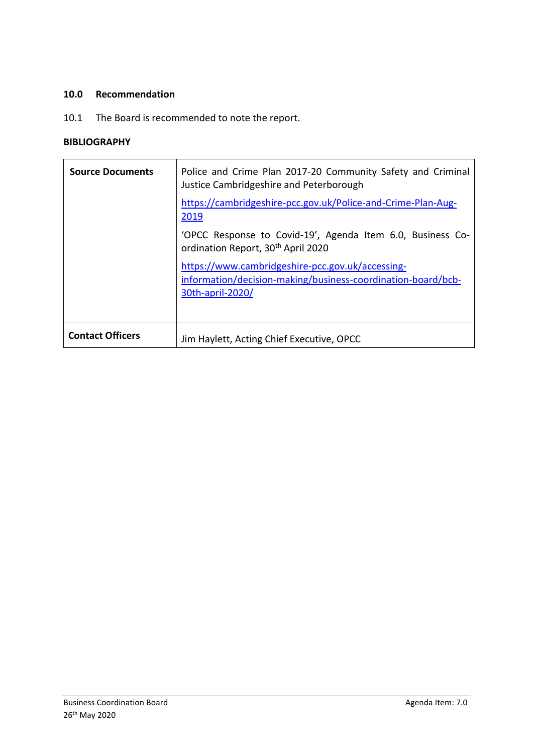## 10.0 Recommendation

10.1 The Board is recommended to note the report.

**BIBLIOGRAPHY**

| | |
|---|---|
| **Source Documents** | Police and Crime Plan 2017-20 Community Safety and Criminal Justice Cambridgeshire and Peterborough<br><br>https://cambridgeshire-pcc.gov.uk/Police-and-Crime-Plan-Aug-2019<br><br>'OPCC Response to Covid-19', Agenda Item 6.0, Business Co-ordination Report, 30th April 2020<br><br>https://www.cambridgeshire-pcc.gov.uk/accessing-information/decision-making/business-coordination-board/bcb-30th-april-2020/ |
| **Contact Officers** | Jim Haylett, Acting Chief Executive, OPCC |